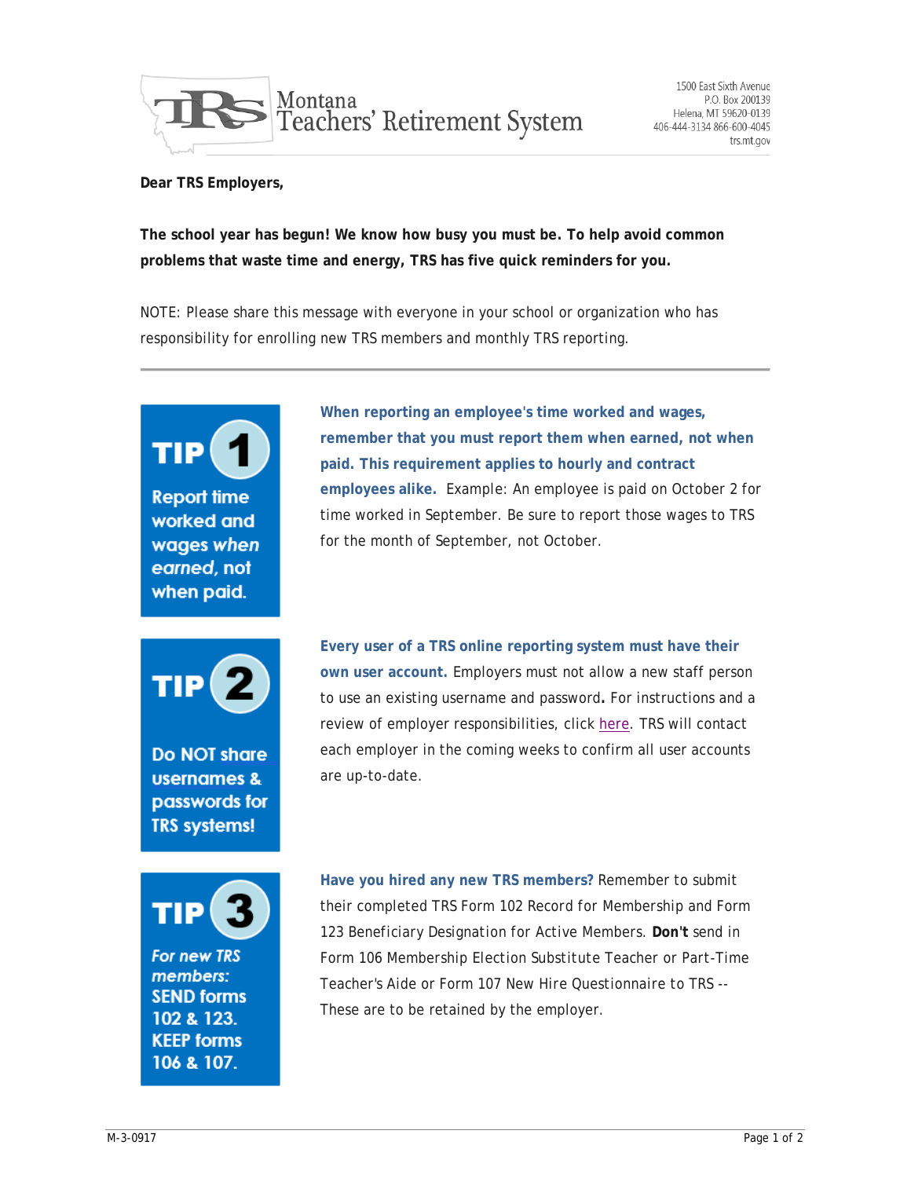# Montana Teachers' Retirement System

1500 East Sixth Avenue
P.O. Box 200139
Helena, MT 59620-0139
406-444-3134 866-600-4045
trs.mt.gov

**Dear TRS Employers,**

**The school year has begun! We know how busy you must be. To help avoid common problems that waste time and energy, TRS has five quick reminders for you.**

NOTE: Please share this message with everyone in your school or organization who has responsibility for enrolling new TRS members and monthly TRS reporting.

---

## TIP 1

**Report time worked and wages *when earned*, not when paid.**

**When reporting an employee's time worked and wages, remember that you must report them when earned, not when paid. This requirement applies to hourly and contract employees alike.** Example: An employee is paid on October 2 for time worked in September. Be sure to report those wages to TRS for the month of September, not October.

## TIP 2

**Do NOT share usernames & passwords for TRS systems!**

**Every user of a TRS online reporting system must have their own user account.** Employers must not allow a new staff person to use an existing username and password**.** For instructions and a review of employer responsibilities, click here. TRS will contact each employer in the coming weeks to confirm all user accounts are up-to-date.

## TIP 3

***For new TRS members:* SEND forms 102 & 123. KEEP forms 106 & 107.**

**Have you hired any new TRS members?** Remember to submit their completed TRS Form 102 Record for Membership and Form 123 Beneficiary Designation for Active Members. **Don't** send in Form 106 Membership Election Substitute Teacher or Part-Time Teacher's Aide or Form 107 New Hire Questionnaire to TRS -- These are to be retained by the employer.

M-3-0917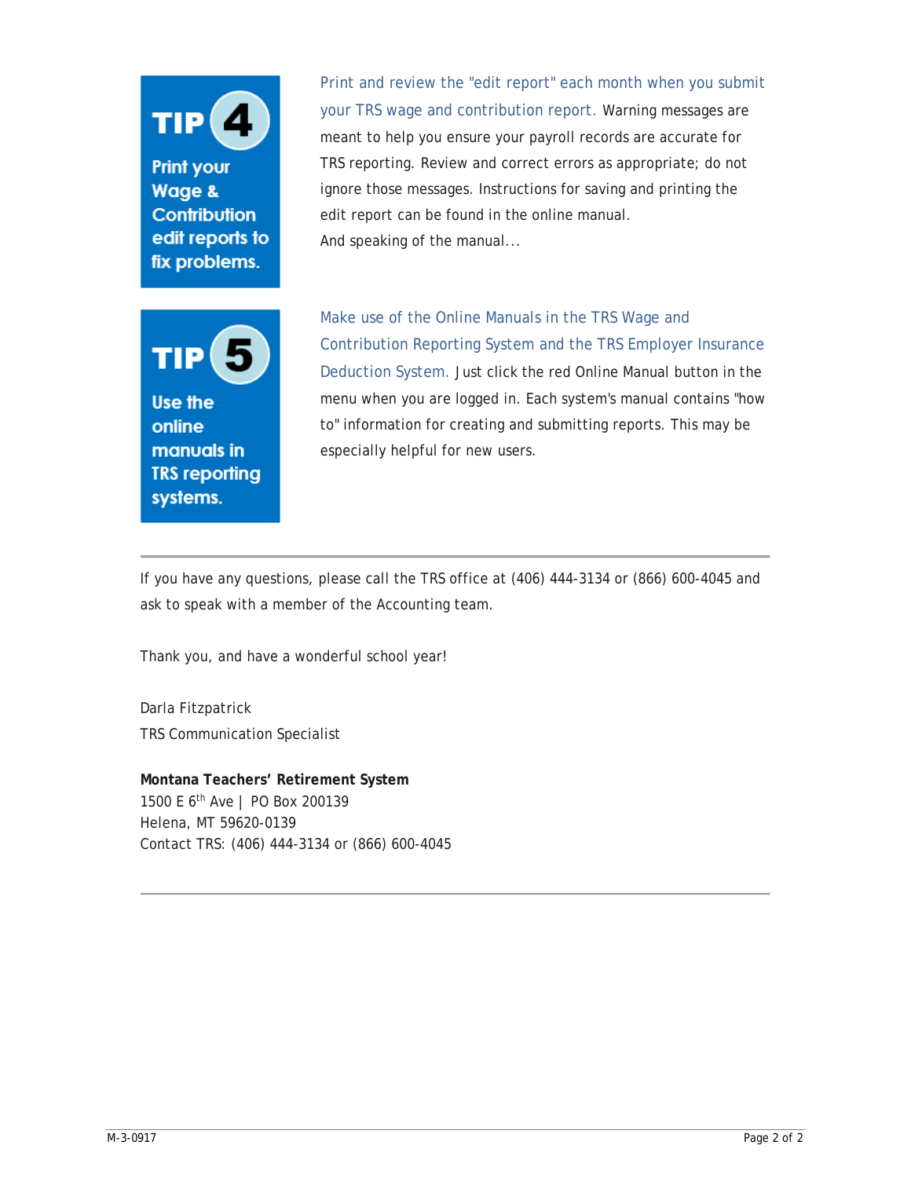**TIP 4**

**Print your Wage & Contribution edit reports to fix problems.**

Print and review the "edit report" each month when you submit your TRS wage and contribution report. Warning messages are meant to help you ensure your payroll records are accurate for TRS reporting. Review and correct errors as appropriate; do not ignore those messages. Instructions for saving and printing the edit report can be found in the online manual.

And speaking of the manual...

**TIP 5**

**Use the online manuals in TRS reporting systems.**

Make use of the Online Manuals in the TRS Wage and Contribution Reporting System and the TRS Employer Insurance Deduction System. Just click the red Online Manual button in the menu when you are logged in. Each system's manual contains "how to" information for creating and submitting reports. This may be especially helpful for new users.

---

If you have any questions, please call the TRS office at (406) 444-3134 or (866) 600-4045 and ask to speak with a member of the Accounting team.

Thank you, and have a wonderful school year!

Darla Fitzpatrick
TRS Communication Specialist

**Montana Teachers' Retirement System**
1500 E 6th Ave | PO Box 200139
Helena, MT 59620-0139
Contact TRS: (406) 444-3134 or (866) 600-4045

---

M-3-0917